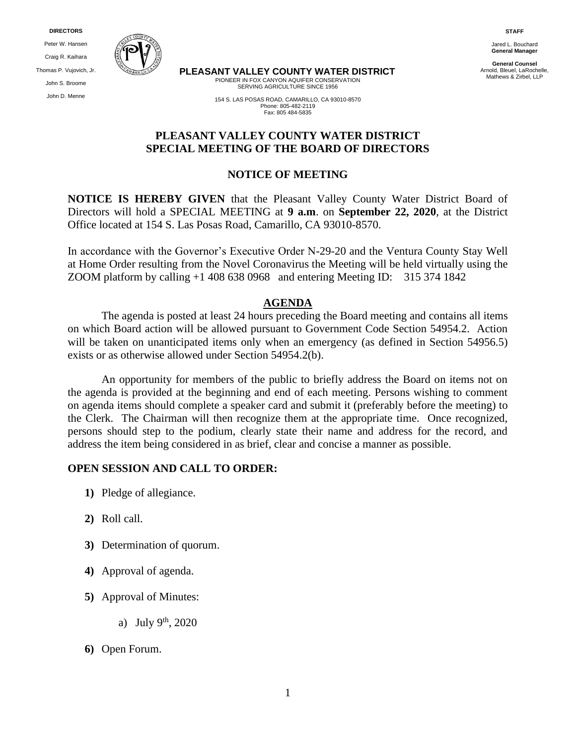**DIRECTORS**

Peter W. Hansen

Craig R. Kaihara

Thomas P. Vujovich, Jr.

John S. Broome

John D. Menne

**PLEASANT VALLEY COUNTY WATER DISTRICT**
PIONEER IN FOX CANYON AQUIFER CONSERVATION
SERVING AGRICULTURE SINCE 1956

154 S. LAS POSAS ROAD, CAMARILLO, CA 93010-8570
Phone: 805-482-2119
Fax: 805 484-5835

**STAFF**

Jared L. Bouchard
**General Manager**

**General Counsel**
Arnold, Bleuel, LaRochelle, Mathews & Zirbel, LLP

# PLEASANT VALLEY COUNTY WATER DISTRICT SPECIAL MEETING OF THE BOARD OF DIRECTORS

## NOTICE OF MEETING

**NOTICE IS HEREBY GIVEN** that the Pleasant Valley County Water District Board of Directors will hold a SPECIAL MEETING at **9 a.m**. on **September 22, 2020**, at the District Office located at 154 S. Las Posas Road, Camarillo, CA 93010-8570.

In accordance with the Governor's Executive Order N-29-20 and the Ventura County Stay Well at Home Order resulting from the Novel Coronavirus the Meeting will be held virtually using the ZOOM platform by calling +1 408 638 0968 and entering Meeting ID: 315 374 1842

## AGENDA

The agenda is posted at least 24 hours preceding the Board meeting and contains all items on which Board action will be allowed pursuant to Government Code Section 54954.2. Action will be taken on unanticipated items only when an emergency (as defined in Section 54956.5) exists or as otherwise allowed under Section 54954.2(b).

An opportunity for members of the public to briefly address the Board on items not on the agenda is provided at the beginning and end of each meeting. Persons wishing to comment on agenda items should complete a speaker card and submit it (preferably before the meeting) to the Clerk. The Chairman will then recognize them at the appropriate time. Once recognized, persons should step to the podium, clearly state their name and address for the record, and address the item being considered in as brief, clear and concise a manner as possible.

**OPEN SESSION AND CALL TO ORDER:**

**1)** Pledge of allegiance.

**2)** Roll call.

**3)** Determination of quorum.

**4)** Approval of agenda.

**5)** Approval of Minutes:

   a) July 9th, 2020

**6)** Open Forum.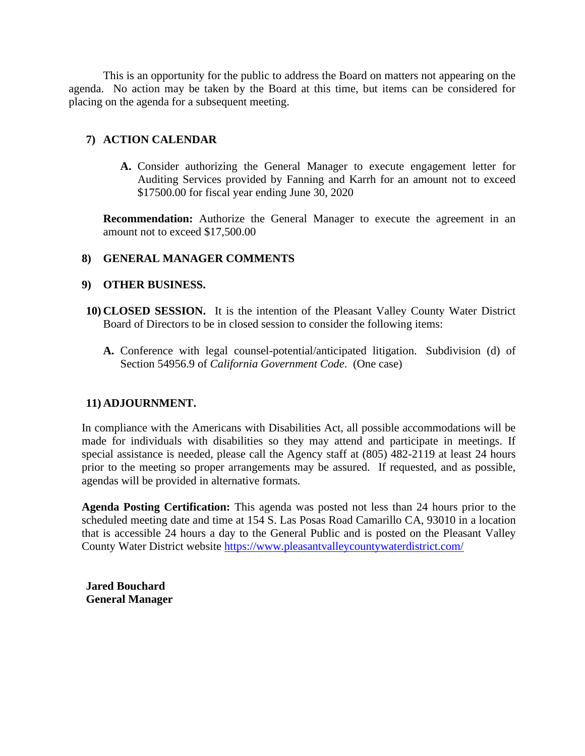This is an opportunity for the public to address the Board on matters not appearing on the agenda. No action may be taken by the Board at this time, but items can be considered for placing on the agenda for a subsequent meeting.

## 7) ACTION CALENDAR

**A.** Consider authorizing the General Manager to execute engagement letter for Auditing Services provided by Fanning and Karrh for an amount not to exceed $17500.00 for fiscal year ending June 30, 2020

**Recommendation:** Authorize the General Manager to execute the agreement in an amount not to exceed $17,500.00

## 8) GENERAL MANAGER COMMENTS

## 9) OTHER BUSINESS.

## 10) CLOSED SESSION.

It is the intention of the Pleasant Valley County Water District Board of Directors to be in closed session to consider the following items:

**A.** Conference with legal counsel-potential/anticipated litigation. Subdivision (d) of Section 54956.9 of *California Government Code*. (One case)

## 11) ADJOURNMENT.

In compliance with the Americans with Disabilities Act, all possible accommodations will be made for individuals with disabilities so they may attend and participate in meetings. If special assistance is needed, please call the Agency staff at (805) 482-2119 at least 24 hours prior to the meeting so proper arrangements may be assured. If requested, and as possible, agendas will be provided in alternative formats.

**Agenda Posting Certification:** This agenda was posted not less than 24 hours prior to the scheduled meeting date and time at 154 S. Las Posas Road Camarillo CA, 93010 in a location that is accessible 24 hours a day to the General Public and is posted on the Pleasant Valley County Water District website https://www.pleasantvalleycountywaterdistrict.com/

**Jared Bouchard**
**General Manager**